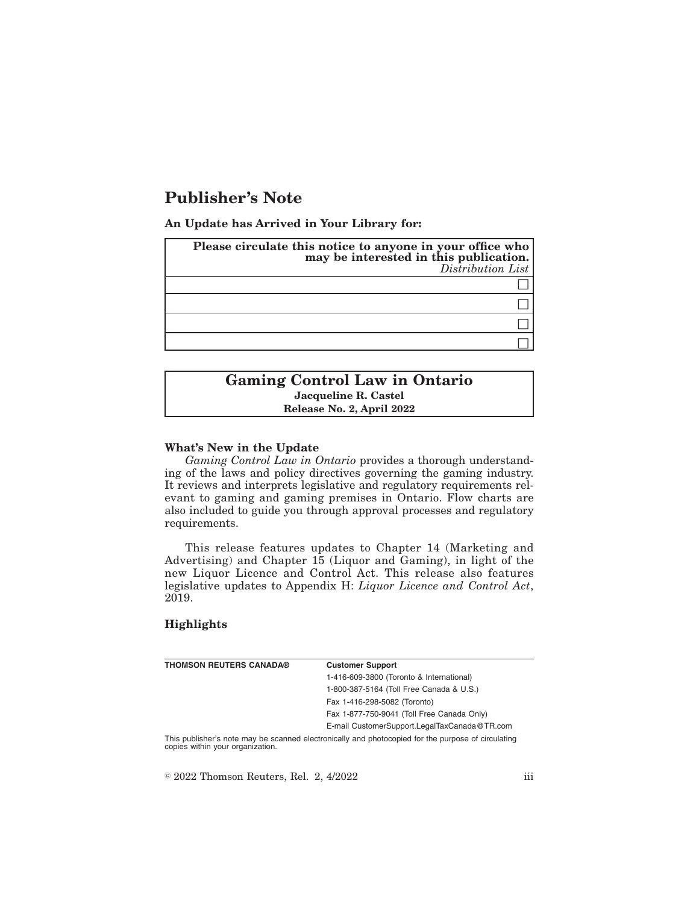# Publisher's Note

**An Update has Arrived in Your Library for:**

| **Please circulate this notice to anyone in your office who may be interested in this publication.** *Distribution List* |
|---|
| ☐ |
| ☐ |
| ☐ |
| ☐ |

| **Gaming Control Law in Ontario** |
|---|
| **Jacqueline R. Castel** |
| **Release No. 2, April 2022** |

### What's New in the Update

*Gaming Control Law in Ontario* provides a thorough understanding of the laws and policy directives governing the gaming industry. It reviews and interprets legislative and regulatory requirements relevant to gaming and gaming premises in Ontario. Flow charts are also included to guide you through approval processes and regulatory requirements.

This release features updates to Chapter 14 (Marketing and Advertising) and Chapter 15 (Liquor and Gaming), in light of the new Liquor Licence and Control Act. This release also features legislative updates to Appendix H: *Liquor Licence and Control Act*, 2019.

### Highlights

| **THOMSON REUTERS CANADA®** | **Customer Support** |
|---|---|
| | 1-416-609-3800 (Toronto & International) |
| | 1-800-387-5164 (Toll Free Canada & U.S.) |
| | Fax 1-416-298-5082 (Toronto) |
| | Fax 1-877-750-9041 (Toll Free Canada Only) |
| | E-mail CustomerSupport.LegalTaxCanada@TR.com |

This publisher's note may be scanned electronically and photocopied for the purpose of circulating copies within your organization.

© 2022 Thomson Reuters, Rel. 2, 4/2022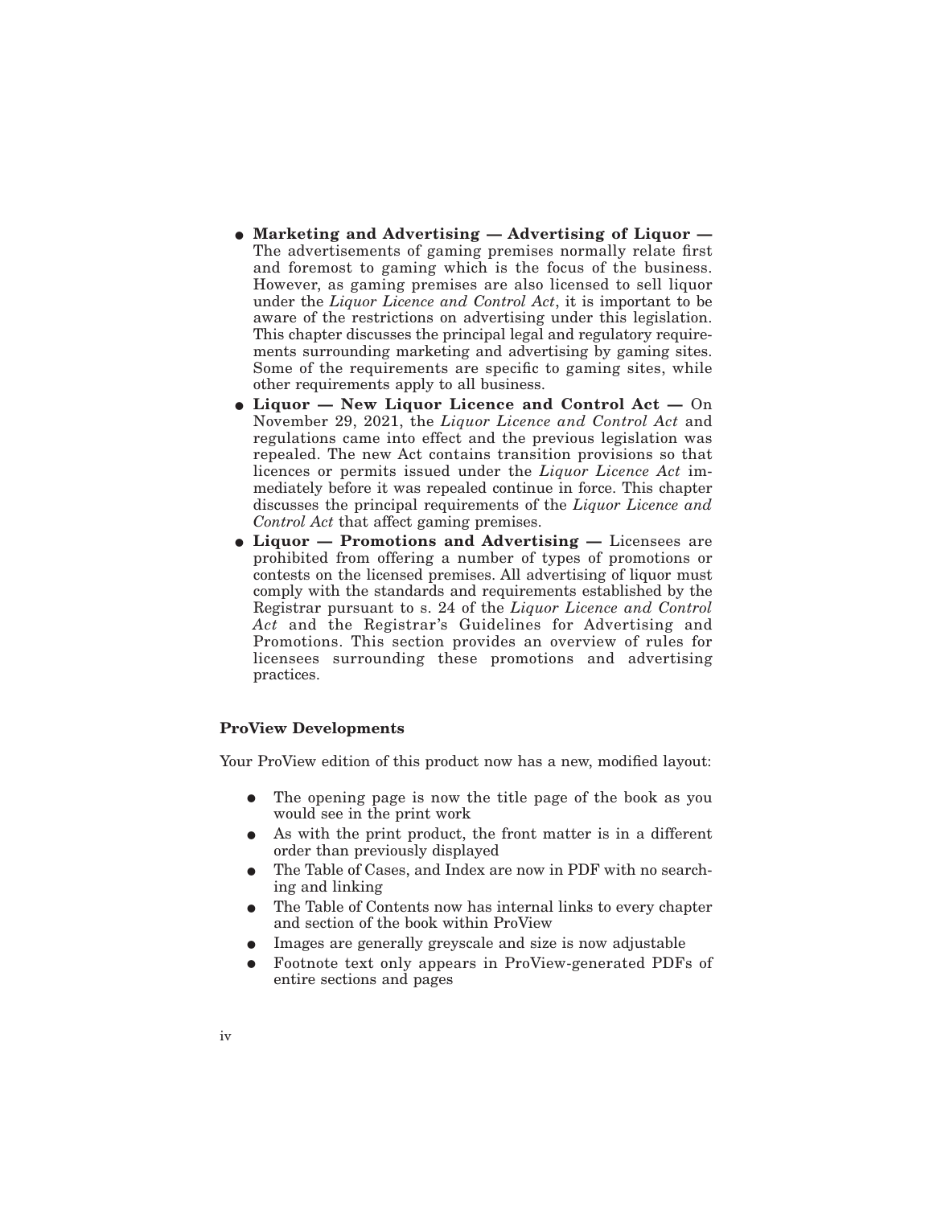- **Marketing and Advertising — Advertising of Liquor —** The advertisements of gaming premises normally relate first and foremost to gaming which is the focus of the business. However, as gaming premises are also licensed to sell liquor under the *Liquor Licence and Control Act*, it is important to be aware of the restrictions on advertising under this legislation. This chapter discusses the principal legal and regulatory requirements surrounding marketing and advertising by gaming sites. Some of the requirements are specific to gaming sites, while other requirements apply to all business.
- **Liquor — New Liquor Licence and Control Act —** On November 29, 2021, the *Liquor Licence and Control Act* and regulations came into effect and the previous legislation was repealed. The new Act contains transition provisions so that licences or permits issued under the *Liquor Licence Act* immediately before it was repealed continue in force. This chapter discusses the principal requirements of the *Liquor Licence and Control Act* that affect gaming premises.
- **Liquor — Promotions and Advertising —** Licensees are prohibited from offering a number of types of promotions or contests on the licensed premises. All advertising of liquor must comply with the standards and requirements established by the Registrar pursuant to s. 24 of the *Liquor Licence and Control Act* and the Registrar's Guidelines for Advertising and Promotions. This section provides an overview of rules for licensees surrounding these promotions and advertising practices.

**ProView Developments**

Your ProView edition of this product now has a new, modified layout:

- The opening page is now the title page of the book as you would see in the print work
- As with the print product, the front matter is in a different order than previously displayed
- The Table of Cases, and Index are now in PDF with no searching and linking
- The Table of Contents now has internal links to every chapter and section of the book within ProView
- Images are generally greyscale and size is now adjustable
- Footnote text only appears in ProView-generated PDFs of entire sections and pages